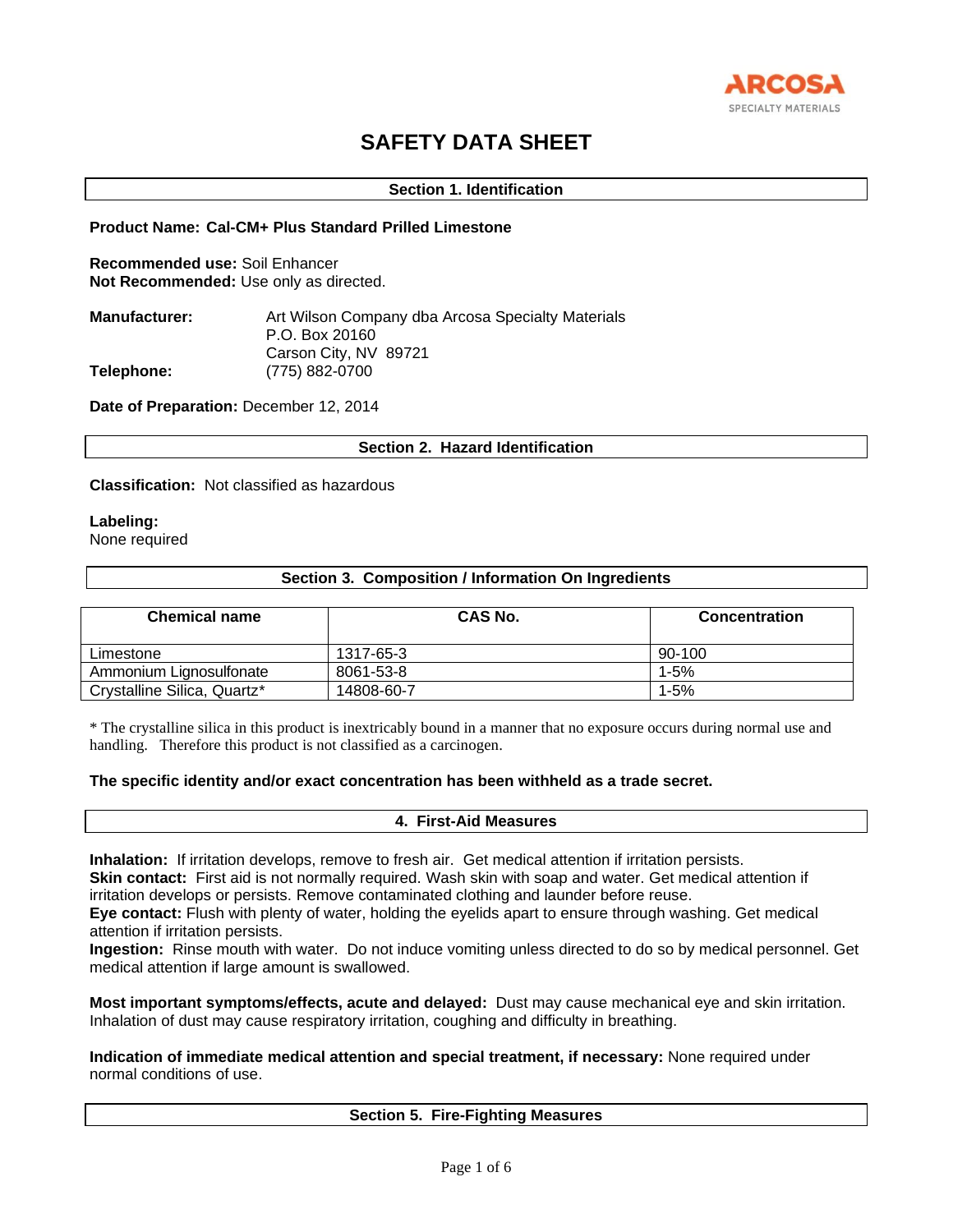ARCOSA
SPECIALTY MATERIALS

# SAFETY DATA SHEET

## Section 1. Identification

**Product Name: Cal-CM+ Plus Standard Prilled Limestone**

**Recommended use:** Soil Enhancer
**Not Recommended:** Use only as directed.

**Manufacturer:** Art Wilson Company dba Arcosa Specialty Materials
P.O. Box 20160
Carson City, NV 89721
**Telephone:** (775) 882-0700

**Date of Preparation:** December 12, 2014

## Section 2. Hazard Identification

**Classification:** Not classified as hazardous

**Labeling:**
None required

## Section 3. Composition / Information On Ingredients

| Chemical name | CAS No. | Concentration |
|---|---|---|
| Limestone | 1317-65-3 | 90-100 |
| Ammonium Lignosulfonate | 8061-53-8 | 1-5% |
| Crystalline Silica, Quartz* | 14808-60-7 | 1-5% |

* The crystalline silica in this product is inextricably bound in a manner that no exposure occurs during normal use and handling. Therefore this product is not classified as a carcinogen.

**The specific identity and/or exact concentration has been withheld as a trade secret.**

## 4. First-Aid Measures

**Inhalation:** If irritation develops, remove to fresh air. Get medical attention if irritation persists.
**Skin contact:** First aid is not normally required. Wash skin with soap and water. Get medical attention if irritation develops or persists. Remove contaminated clothing and launder before reuse.
**Eye contact:** Flush with plenty of water, holding the eyelids apart to ensure through washing. Get medical attention if irritation persists.
**Ingestion:** Rinse mouth with water. Do not induce vomiting unless directed to do so by medical personnel. Get medical attention if large amount is swallowed.

**Most important symptoms/effects, acute and delayed:** Dust may cause mechanical eye and skin irritation. Inhalation of dust may cause respiratory irritation, coughing and difficulty in breathing.

**Indication of immediate medical attention and special treatment, if necessary:** None required under normal conditions of use.

## Section 5. Fire-Fighting Measures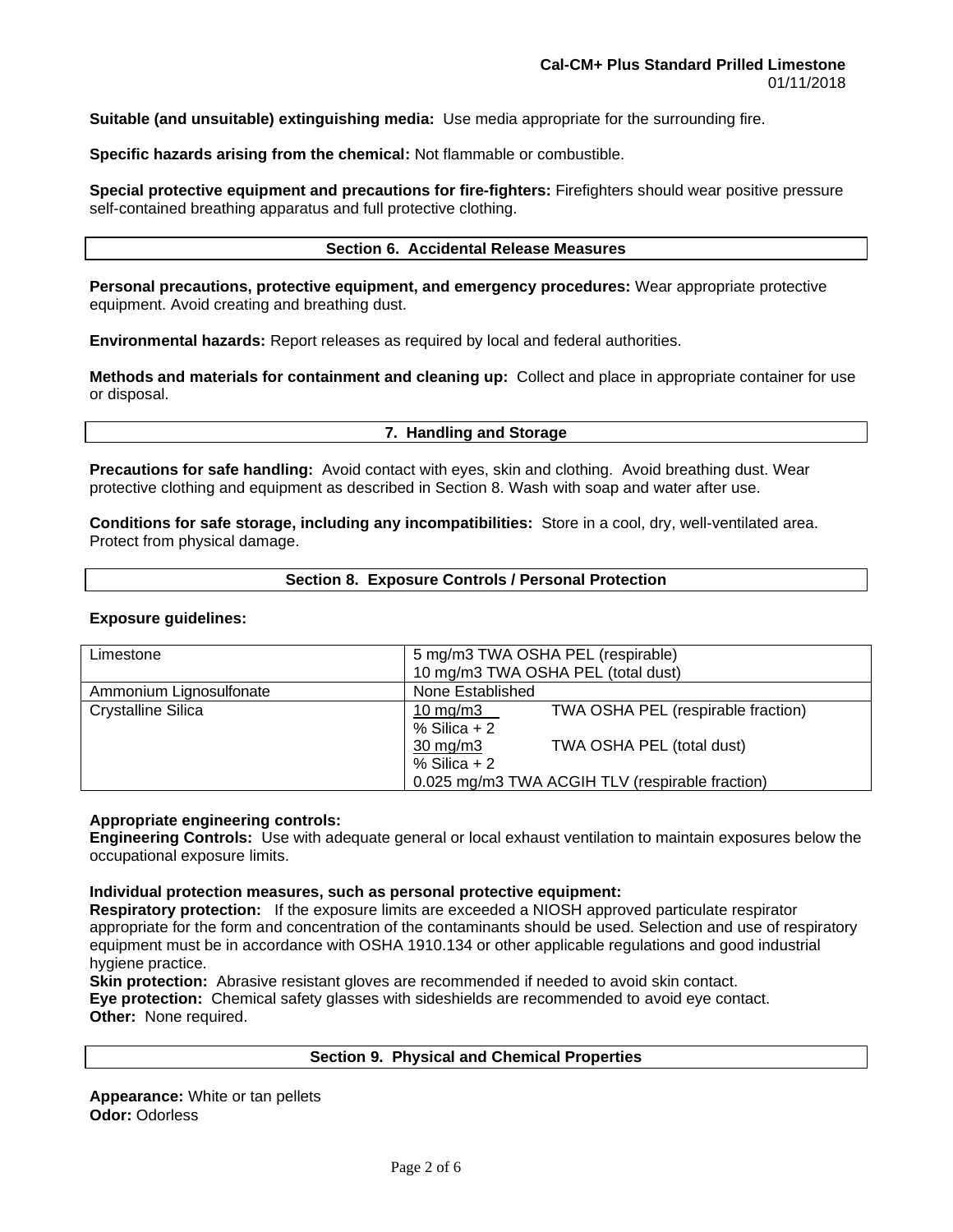**Suitable (and unsuitable) extinguishing media:** Use media appropriate for the surrounding fire.

**Specific hazards arising from the chemical:** Not flammable or combustible.

**Special protective equipment and precautions for fire-fighters:** Firefighters should wear positive pressure self-contained breathing apparatus and full protective clothing.

## Section 6. Accidental Release Measures

**Personal precautions, protective equipment, and emergency procedures:** Wear appropriate protective equipment. Avoid creating and breathing dust.

**Environmental hazards:** Report releases as required by local and federal authorities.

**Methods and materials for containment and cleaning up:** Collect and place in appropriate container for use or disposal.

## 7. Handling and Storage

**Precautions for safe handling:** Avoid contact with eyes, skin and clothing. Avoid breathing dust. Wear protective clothing and equipment as described in Section 8. Wash with soap and water after use.

**Conditions for safe storage, including any incompatibilities:** Store in a cool, dry, well-ventilated area. Protect from physical damage.

## Section 8. Exposure Controls / Personal Protection

**Exposure guidelines:**

| | |
|---|---|
| Limestone | 5 mg/m3 TWA OSHA PEL (respirable)<br>10 mg/m3 TWA OSHA PEL (total dust) |
| Ammonium Lignosulfonate | None Established |
| Crystalline Silica | $\frac{10 \text{ mg/m3}}{\text{\% Silica} + 2}$ TWA OSHA PEL (respirable fraction)<br>$\frac{30 \text{ mg/m3}}{\text{\% Silica} + 2}$ TWA OSHA PEL (total dust)<br>0.025 mg/m3 TWA ACGIH TLV (respirable fraction) |

**Appropriate engineering controls:**
**Engineering Controls:** Use with adequate general or local exhaust ventilation to maintain exposures below the occupational exposure limits.

**Individual protection measures, such as personal protective equipment:**
**Respiratory protection:** If the exposure limits are exceeded a NIOSH approved particulate respirator appropriate for the form and concentration of the contaminants should be used. Selection and use of respiratory equipment must be in accordance with OSHA 1910.134 or other applicable regulations and good industrial hygiene practice.
**Skin protection:** Abrasive resistant gloves are recommended if needed to avoid skin contact.
**Eye protection:** Chemical safety glasses with sideshields are recommended to avoid eye contact.
**Other:** None required.

## Section 9. Physical and Chemical Properties

**Appearance:** White or tan pellets
**Odor:** Odorless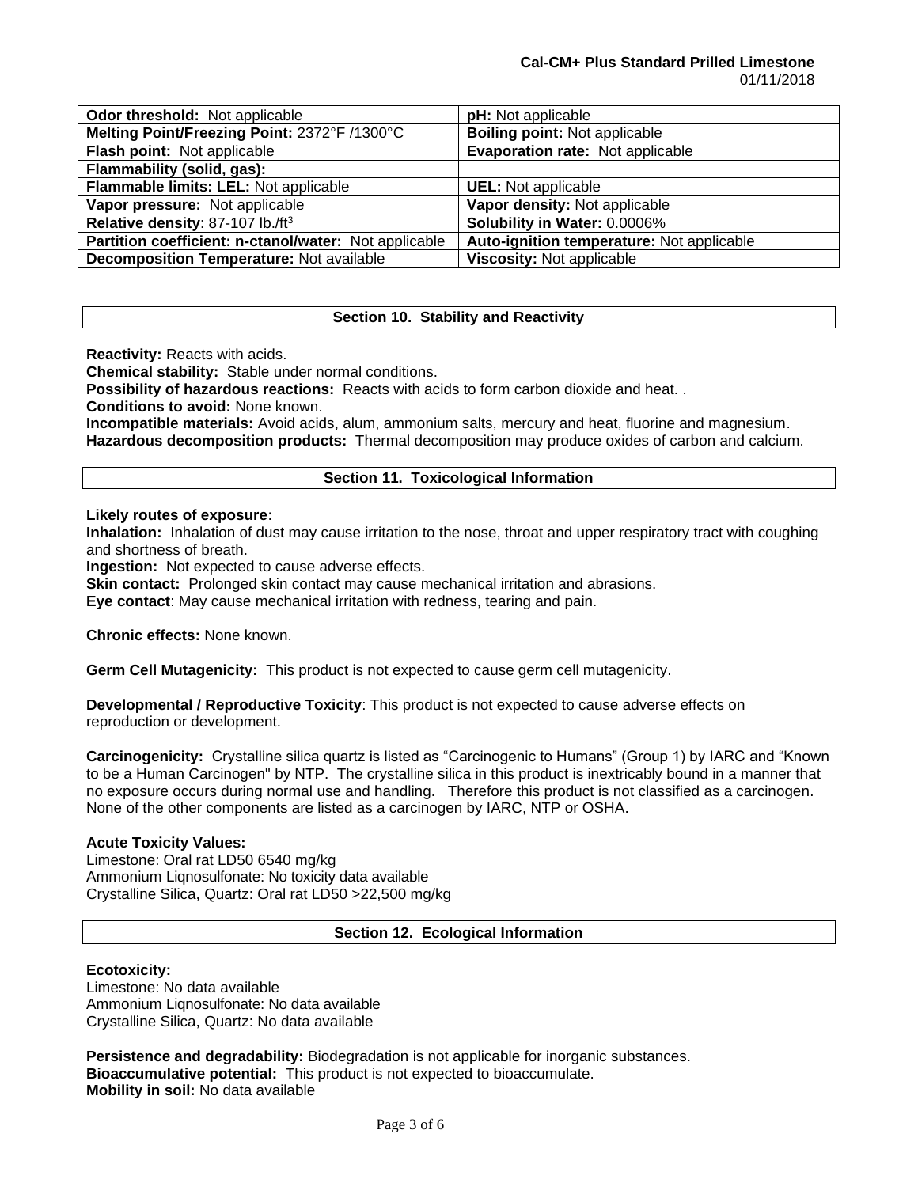| **Odor threshold:** Not applicable | **pH:** Not applicable |
|---|---|
| **Melting Point/Freezing Point:** 2372°F /1300°C | **Boiling point:** Not applicable |
| **Flash point:** Not applicable | **Evaporation rate:** Not applicable |
| **Flammability (solid, gas):** | |
| **Flammable limits: LEL:** Not applicable | **UEL:** Not applicable |
| **Vapor pressure:** Not applicable | **Vapor density:** Not applicable |
| **Relative density**: 87-107 lb./ft$^3$ | **Solubility in Water:** 0.0006% |
| **Partition coefficient: n-ctanol/water:** Not applicable | **Auto-ignition temperature:** Not applicable |
| **Decomposition Temperature:** Not available | **Viscosity:** Not applicable |

## Section 10. Stability and Reactivity

**Reactivity:** Reacts with acids.
**Chemical stability:** Stable under normal conditions.
**Possibility of hazardous reactions:** Reacts with acids to form carbon dioxide and heat. .
**Conditions to avoid:** None known.
**Incompatible materials:** Avoid acids, alum, ammonium salts, mercury and heat, fluorine and magnesium.
**Hazardous decomposition products:** Thermal decomposition may produce oxides of carbon and calcium.

## Section 11. Toxicological Information

**Likely routes of exposure:**
**Inhalation:** Inhalation of dust may cause irritation to the nose, throat and upper respiratory tract with coughing and shortness of breath.
**Ingestion:** Not expected to cause adverse effects.
**Skin contact:** Prolonged skin contact may cause mechanical irritation and abrasions.
**Eye contact**: May cause mechanical irritation with redness, tearing and pain.

**Chronic effects:** None known.

**Germ Cell Mutagenicity:** This product is not expected to cause germ cell mutagenicity.

**Developmental / Reproductive Toxicity**: This product is not expected to cause adverse effects on reproduction or development.

**Carcinogenicity:** Crystalline silica quartz is listed as "Carcinogenic to Humans" (Group 1) by IARC and "Known to be a Human Carcinogen" by NTP. The crystalline silica in this product is inextricably bound in a manner that no exposure occurs during normal use and handling. Therefore this product is not classified as a carcinogen. None of the other components are listed as a carcinogen by IARC, NTP or OSHA.

**Acute Toxicity Values:**
Limestone: Oral rat LD50 6540 mg/kg
Ammonium Liqnosulfonate: No toxicity data available
Crystalline Silica, Quartz: Oral rat LD50 >22,500 mg/kg

## Section 12. Ecological Information

**Ecotoxicity:**
Limestone: No data available
Ammonium Liqnosulfonate: No data available
Crystalline Silica, Quartz: No data available

**Persistence and degradability:** Biodegradation is not applicable for inorganic substances.
**Bioaccumulative potential:** This product is not expected to bioaccumulate.
**Mobility in soil:** No data available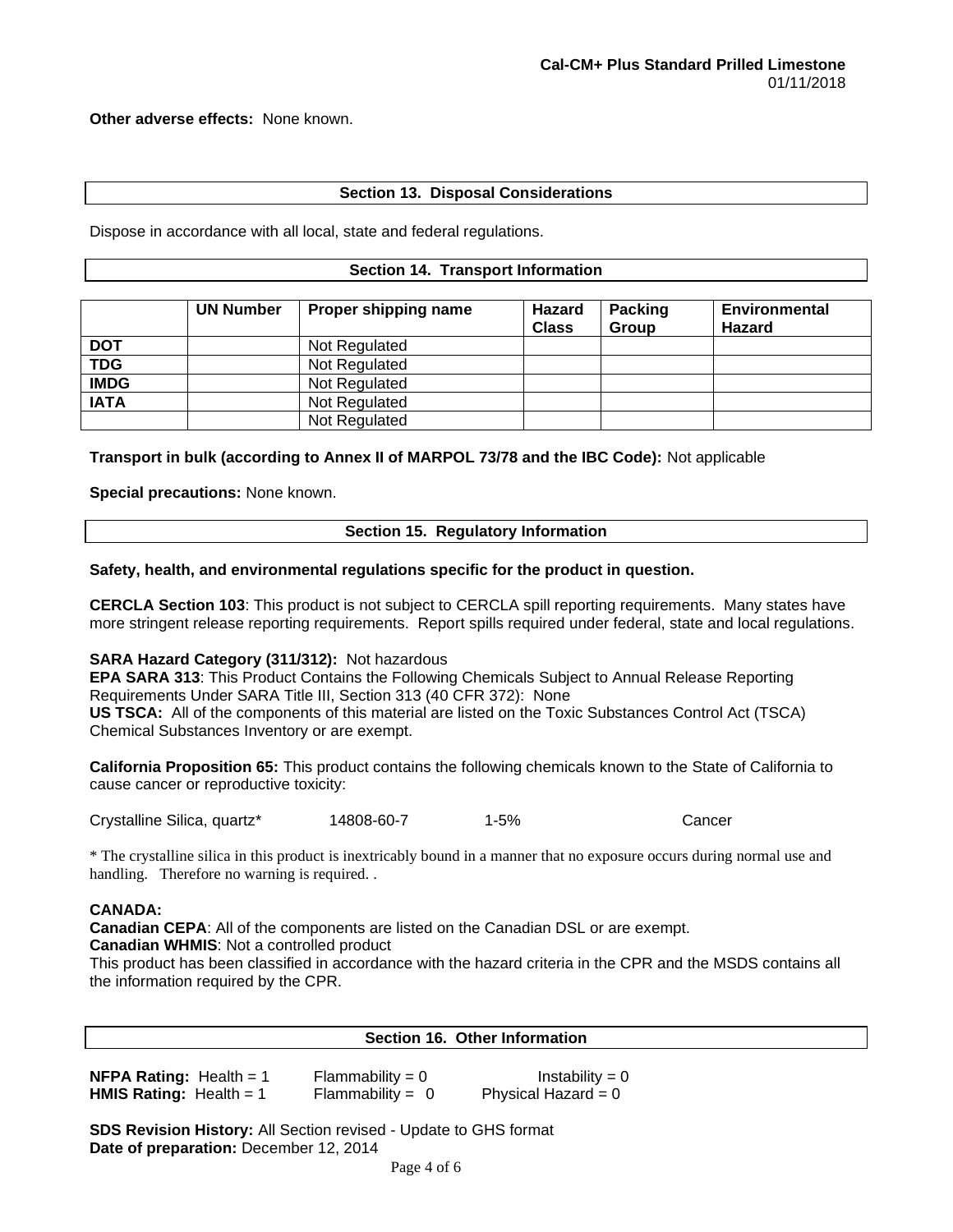**Other adverse effects:** None known.

## Section 13. Disposal Considerations

Dispose in accordance with all local, state and federal regulations.

## Section 14. Transport Information

| | UN Number | Proper shipping name | Hazard Class | Packing Group | Environmental Hazard |
|---|---|---|---|---|---|
| **DOT** | | Not Regulated | | | |
| **TDG** | | Not Regulated | | | |
| **IMDG** | | Not Regulated | | | |
| **IATA** | | Not Regulated | | | |
| | | Not Regulated | | | |

**Transport in bulk (according to Annex II of MARPOL 73/78 and the IBC Code):** Not applicable

**Special precautions:** None known.

## Section 15. Regulatory Information

**Safety, health, and environmental regulations specific for the product in question.**

**CERCLA Section 103**: This product is not subject to CERCLA spill reporting requirements. Many states have more stringent release reporting requirements. Report spills required under federal, state and local regulations.

**SARA Hazard Category (311/312):** Not hazardous
**EPA SARA 313**: This Product Contains the Following Chemicals Subject to Annual Release Reporting Requirements Under SARA Title III, Section 313 (40 CFR 372): None
**US TSCA:** All of the components of this material are listed on the Toxic Substances Control Act (TSCA) Chemical Substances Inventory or are exempt.

**California Proposition 65:** This product contains the following chemicals known to the State of California to cause cancer or reproductive toxicity:

| Crystalline Silica, quartz* | 14808-60-7 | 1-5% | Cancer |
|---|---|---|---|

* The crystalline silica in this product is inextricably bound in a manner that no exposure occurs during normal use and handling. Therefore no warning is required. .

**CANADA:**
**Canadian CEPA**: All of the components are listed on the Canadian DSL or are exempt.
**Canadian WHMIS**: Not a controlled product
This product has been classified in accordance with the hazard criteria in the CPR and the MSDS contains all the information required by the CPR.

## Section 16. Other Information

**NFPA Rating:** Health = 1 Flammability = 0 Instability = 0
**HMIS Rating:** Health = 1 Flammability = 0 Physical Hazard = 0

**SDS Revision History:** All Section revised - Update to GHS format
**Date of preparation:** December 12, 2014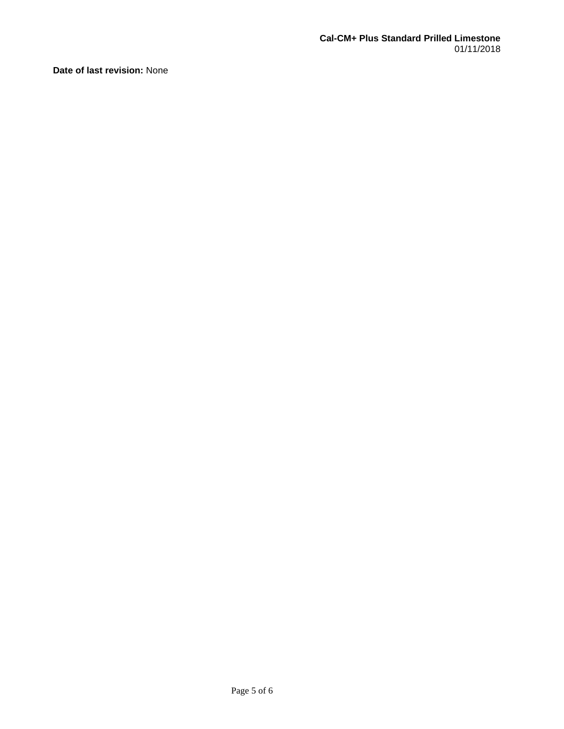**Date of last revision:** None